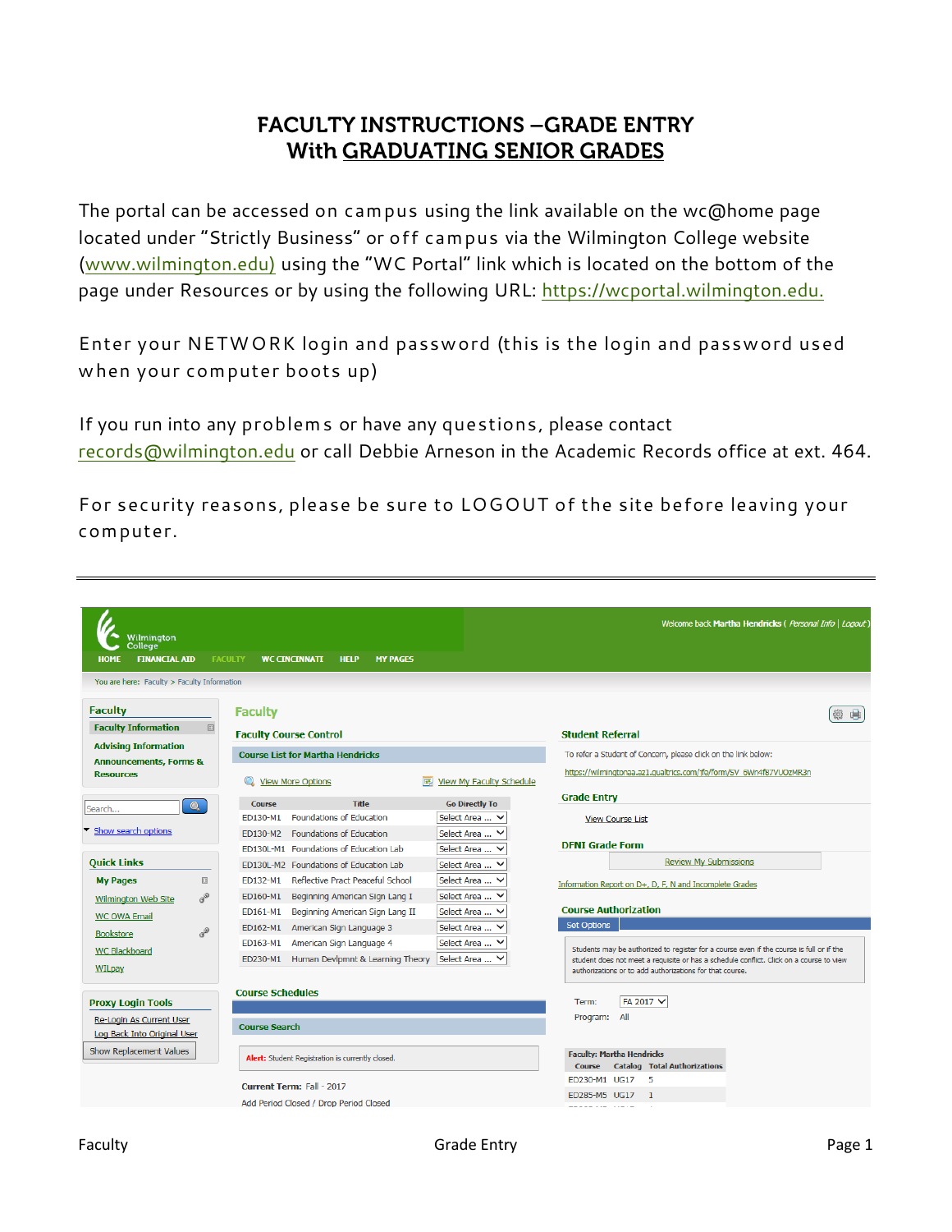# FACULTY INSTRUCTIONS –GRADE ENTRY
## With GRADUATING SENIOR GRADES

The portal can be accessed on campus using the link available on the wc@home page located under "Strictly Business" or off campus via the Wilmington College website (www.wilmington.edu) using the "WC Portal" link which is located on the bottom of the page under Resources or by using the following URL: https://wcportal.wilmington.edu.

Enter your NETWORK login and password (this is the login and password used when your computer boots up)

If you run into any problems or have any questions, please contact records@wilmington.edu or call Debbie Arneson in the Academic Records office at ext. 464.

For security reasons, please be sure to LOGOUT of the site before leaving your computer.

---

Welcome back Martha Hendricks ( *Personal Info* | *Logout* )

HOME | FINANCIAL AID | FACULTY | WC CINCINNATI | HELP | MY PAGES

You are here: Faculty > Faculty Information

**Faculty**
- Faculty Information
- Advising Information
- Announcements, Forms & Resources

Search... 
Show search options

**Quick Links**
- My Pages
- Wilmington Web Site
- WC OWA Email
- Bookstore
- WC Blackboard
- WILpay

**Proxy Login Tools**
- Re-Login As Current User
- Log Back Into Original User
- Show Replacement Values

## Faculty

**Faculty Course Control**

Course List for Martha Hendricks

View More Options | View My Faculty Schedule

| Course | Title | Go Directly To |
|---|---|---|
| ED130-M1 | Foundations of Education | Select Area ... |
| ED130-M2 | Foundations of Education | Select Area ... |
| ED130L-M1 | Foundations of Education Lab | Select Area ... |
| ED130L-M2 | Foundations of Education Lab | Select Area ... |
| ED132-M1 | Reflective Pract Peaceful School | Select Area ... |
| ED160-M1 | Beginning American Sign Lang I | Select Area ... |
| ED161-M1 | Beginning American Sign Lang II | Select Area ... |
| ED162-M1 | American Sign Language 3 | Select Area ... |
| ED163-M1 | American Sign Language 4 | Select Area ... |
| ED230-M1 | Human Devlpmnt & Learning Theory | Select Area ... |

**Course Schedules**

Course Search

**Alert:** Student Registration is currently closed.

Current Term: Fall - 2017

Add Period Closed / Drop Period Closed

**Student Referral**

To refer a Student of Concern, please click on the link below:

https://wilmingtonaa.az1.qualtrics.com/jfe/form/SV_6Wn4f87VUOzMR3n

**Grade Entry**

View Course List

**DFNI Grade Form**

Review My Submissions

Information Report on D+, D, F, N and Incomplete Grades

**Course Authorization**

Set Options

Students may be authorized to register for a course even if the course is full or if the student does not meet a requisite or has a schedule conflict. Click on a course to view authorizations or to add authorizations for that course.

Term: FA 2017
Program: All

Faculty: Martha Hendricks

| Course | Catalog | Total Authorizations |
|---|---|---|
| ED230-M1 | UG17 | 5 |
| ED285-M5 | UG17 | 1 |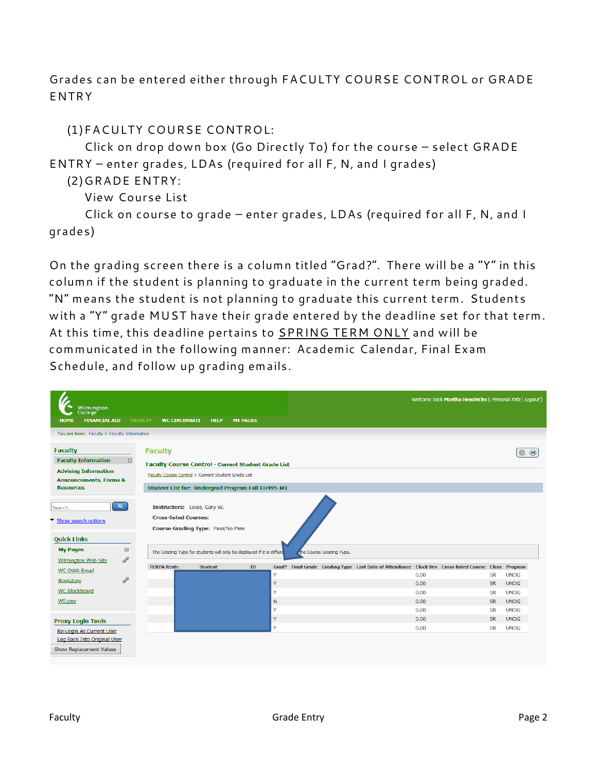Grades can be entered either through FACULTY COURSE CONTROL or GRADE ENTRY

1. FACULTY COURSE CONTROL:
   Click on drop down box (Go Directly To) for the course – select GRADE ENTRY – enter grades, LDAs (required for all F, N, and I grades)
2. GRADE ENTRY:
   View Course List
   Click on course to grade – enter grades, LDAs (required for all F, N, and I grades)

On the grading screen there is a column titled "Grad?". There will be a "Y" in this column if the student is planning to graduate in the current term being graded. "N" means the student is not planning to graduate this current term. Students with a "Y" grade MUST have their grade entered by the deadline set for that term. At this time, this deadline pertains to <u>SPRING TERM ONLY</u> and will be communicated in the following manner: Academic Calendar, Final Exam Schedule, and follow up grading emails.

Wilmington College

HOME | FINANCIAL AID | FACULTY | WC CINCINNATI | HELP | MY PAGES

Welcome back Martha Hendricks ( Personal Info | Logout )

You are here: Faculty > Faculty Information

**Faculty**
- Faculty Information
- Advising Information
- Announcements, Forms & Resources

Search...
Show search options

**Quick Links**
- My Pages
- Wilmington Web Site
- WC OWA Email
- Bookstore
- WC Blackboard
- WILpay

**Proxy Login Tools**
- Re-Login As Current User
- Log Back Into Original User
- Show Replacement Values

**Faculty**

**Faculty Course Control - Current Student Grade List**

Faculty Course Control > Current Student Grade List

**Student List for: Undergrad Program Fall ED495-M1**

**Instructors:** Louis, Gary W.
**Cross-listed Courses:**
**Course Grading Type:** Pass/No Pass

The Grading Type for students will only be displayed if it is different from the Course Grading Type.

| FERPA Restr. | Student | ID | Grad? | Final Grade | Grading Type | Last Date of Attendance | Clock Hrs | Cross-listed Course | Class | Program |
|---|---|---|---|---|---|---|---|---|---|---|
| | | | Y | | | | 0.00 | | SR | UNDG |
| | | | Y | | | | 0.00 | | SR | UNDG |
| | | | Y | | | | 0.00 | | SR | UNDG |
| | | | N | | | | 0.00 | | SR | UNDG |
| | | | Y | | | | 0.00 | | SR | UNDG |
| | | | Y | | | | 0.00 | | SR | UNDG |
| | | | Y | | | | 0.00 | | SR | UNDG |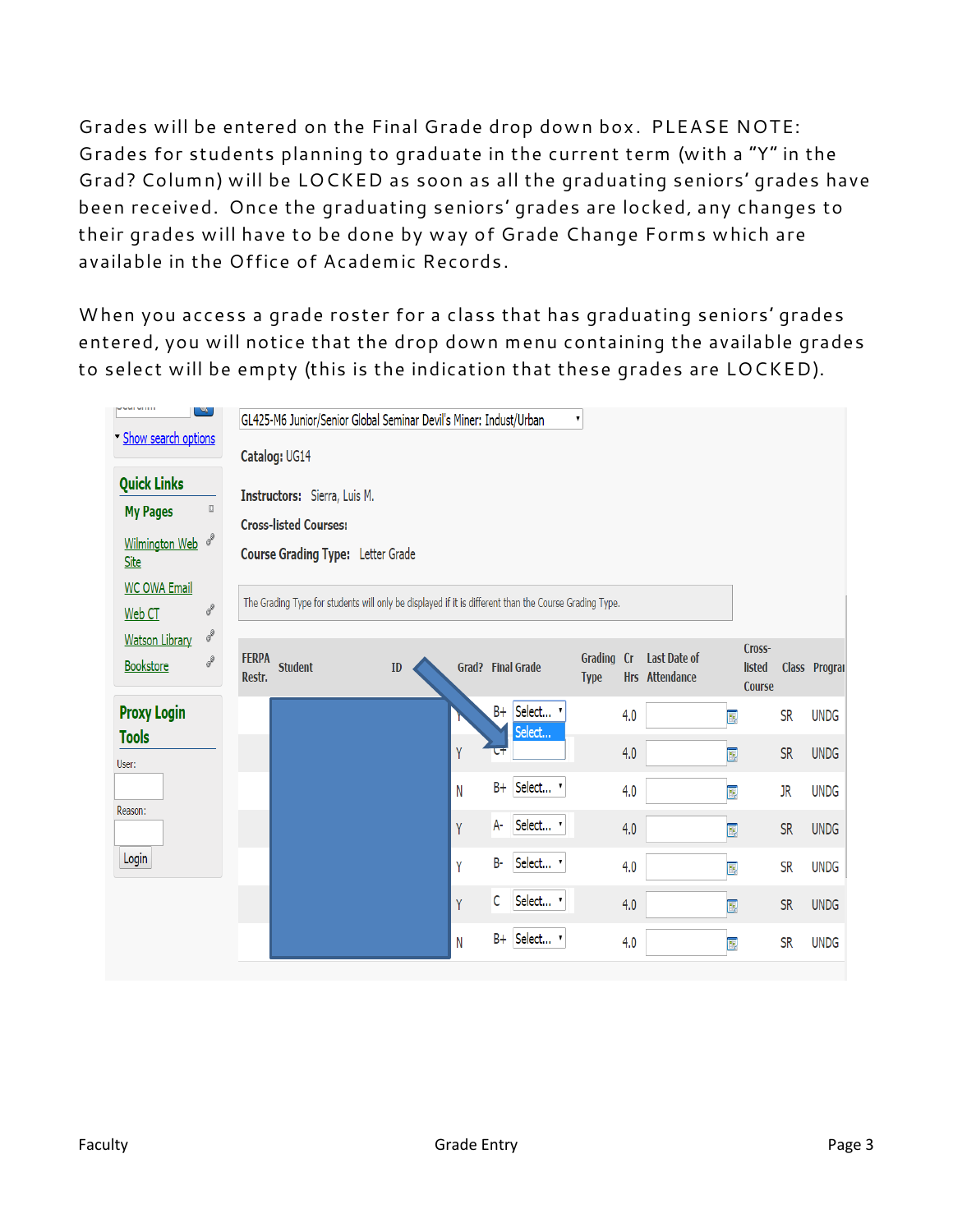Grades will be entered on the Final Grade drop down box. PLEASE NOTE: Grades for students planning to graduate in the current term (with a "Y" in the Grad? Column) will be LOCKED as soon as all the graduating seniors' grades have been received. Once the graduating seniors' grades are locked, any changes to their grades will have to be done by way of Grade Change Forms which are available in the Office of Academic Records.

When you access a grade roster for a class that has graduating seniors' grades entered, you will notice that the drop down menu containing the available grades to select will be empty (this is the indication that these grades are LOCKED).

GL425-M6 Junior/Senior Global Seminar Devil's Miner: Indust/Urban

**Catalog:** UG14

**Instructors:** Sierra, Luis M.

**Cross-listed Courses:**

**Course Grading Type:** Letter Grade

The Grading Type for students will only be displayed if it is different than the Course Grading Type.

| FERPA Restr. | Student | ID | Grad? | Final Grade | | Grading Type | Cr Hrs | Last Date of Attendance | Cross-listed Course | Class | Program |
|---|---|---|---|---|---|---|---|---|---|---|---|
| | | | Y | B+ | Select... | | 4.0 | | | SR | UNDG |
| | | | Y | C+ | | | 4.0 | | | SR | UNDG |
| | | | N | B+ | Select... | | 4.0 | | | JR | UNDG |
| | | | Y | A- | Select... | | 4.0 | | | SR | UNDG |
| | | | Y | B- | Select... | | 4.0 | | | SR | UNDG |
| | | | Y | C | Select... | | 4.0 | | | SR | UNDG |
| | | | N | B+ | Select... | | 4.0 | | | SR | UNDG |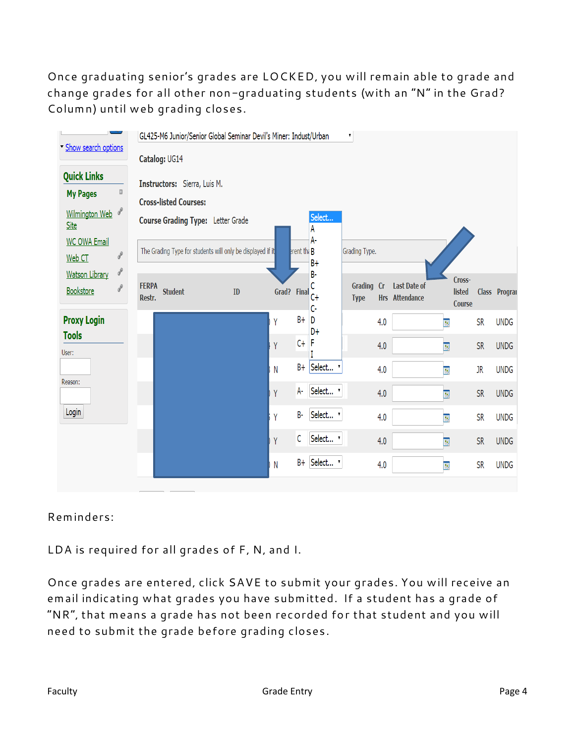Once graduating senior's grades are LOCKED, you will remain able to grade and change grades for all other non-graduating students (with an "N" in the Grad? Column) until web grading closes.

GL425-M6 Junior/Senior Global Seminar Devil's Miner: Indust/Urban

Catalog: UG14

Instructors: Sierra, Luis M.

Cross-listed Courses:

Course Grading Type: Letter Grade

The Grading Type for students will only be displayed if it is different than the Course Grading Type.

| FERPA Restr. | Student | ID | Grad? | Final | | Grading Type | Cr Hrs | Last Date of Attendance | Cross-listed Course | Class | Program |
|---|---|---|---|---|---|---|---|---|---|---|---|
| | | | Y | B+ | Select... | | 4.0 | | | SR | UNDG |
| | | | Y | C+ | | | 4.0 | | | SR | UNDG |
| | | | N | B+ | Select... | | 4.0 | | | JR | UNDG |
| | | | Y | A- | Select... | | 4.0 | | | SR | UNDG |
| | | | Y | B- | Select... | | 4.0 | | | SR | UNDG |
| | | | Y | C | Select... | | 4.0 | | | SR | UNDG |
| | | | N | B+ | Select... | | 4.0 | | | SR | UNDG |

Select... A A- B B+ B- C C+ C- D D+ F I

Reminders:

LDA is required for all grades of F, N, and I.

Once grades are entered, click SAVE to submit your grades. You will receive an email indicating what grades you have submitted. If a student has a grade of "NR", that means a grade has not been recorded for that student and you will need to submit the grade before grading closes.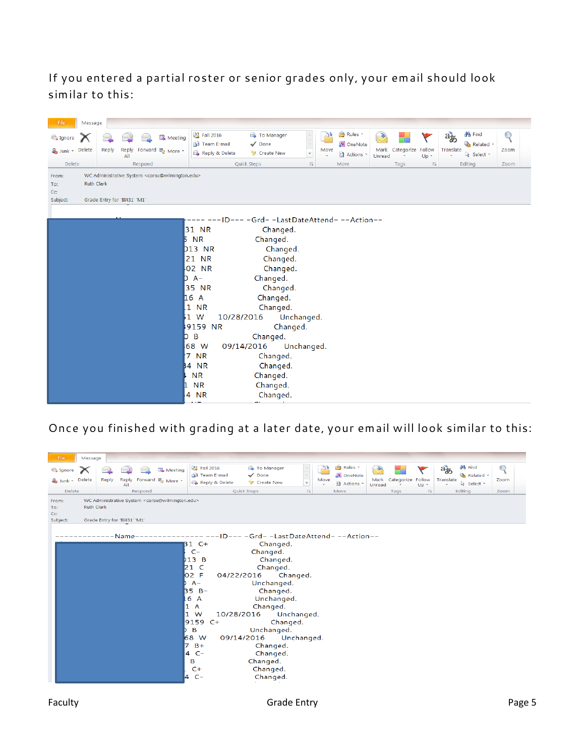If you entered a partial roster or senior grades only, your email should look similar to this:

From: WC Administrative System <carsu@wilmington.edu>
To: Ruth Clark
Cc:
Subject: Grade Entry for 'BI431' 'M1'

```
          N------ ---ID--- -Grd- -LastDateAttend- --Action--
            31  NR                    Changed.
            5  NR                   Changed.
            013  NR                    Changed.
            21  NR                    Changed.
            02  NR                    Changed.
            0  A-                   Changed.
            35  NR                    Changed.
            16  A                   Changed.
            1  NR                   Changed.
            51  W       10/28/2016       Unchanged.
            9159  NR                  Changed.
            0  B                    Changed.
            68  W       09/14/2016       Unchanged.
            7  NR                   Changed.
            34  NR                  Changed.
            1  NR                   Changed.
            1  NR                   Changed.
            4  NR                   Changed.
```

Once you finished with grading at a later date, your email will look similar to this:

From: WC Administrative System <carsu@wilmington.edu>
To: Ruth Clark
Cc:
Subject: Grade Entry for 'BI431' 'M1'

```
-------------Name---------------- ---ID--- -Grd- -LastDateAttend- --Action--
            31  C+                  Changed.
            5  C-                   Changed.
            013  B                  Changed.
            21  C                   Changed.
            02  F       04/22/2016       Changed.
            0  A-                   Unchanged.
            35  B-                  Changed.
            16  A                   Unchanged.
            1  A                    Changed.
            1  W        10/28/2016       Unchanged.
            9159  C+                Changed.
            0  B                    Unchanged.
            68  W       09/14/2016       Unchanged.
            7  B+                   Changed.
            4  C-                   Changed.
               B                    Changed.
               C+                   Changed.
            4  C-                   Changed.
```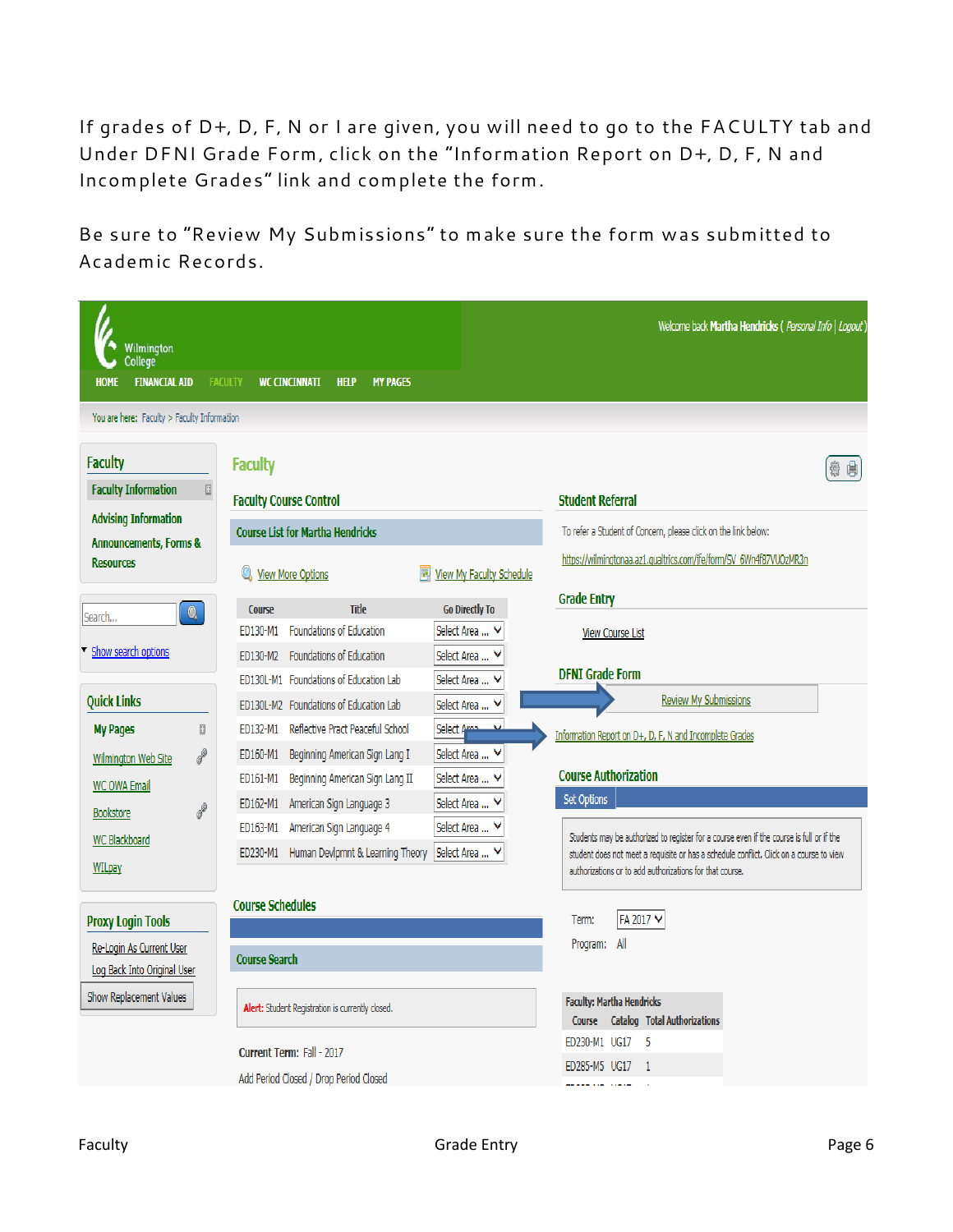If grades of D+, D, F, N or I are given, you will need to go to the FACULTY tab and Under DFNI Grade Form, click on the "Information Report on D+, D, F, N and Incomplete Grades" link and complete the form.

Be sure to "Review My Submissions" to make sure the form was submitted to Academic Records.

Wilmington College

HOME | FINANCIAL AID | FACULTY | WC CINCINNATI | HELP | MY PAGES

Welcome back Martha Hendricks ( Personal Info | Logout )

You are here: Faculty > Faculty Information

**Faculty**

- Faculty Information
- Advising Information
- Announcements, Forms & Resources

Search...

Show search options

**Quick Links**

- My Pages
- Wilmington Web Site
- WC OWA Email
- Bookstore
- WC Blackboard
- WILpay

**Proxy Login Tools**

- Re-Login As Current User
- Log Back Into Original User

Show Replacement Values

## Faculty

### Faculty Course Control

Course List for Martha Hendricks

View More Options | View My Faculty Schedule

| Course | Title | Go Directly To |
|---|---|---|
| ED130-M1 | Foundations of Education | Select Area ... |
| ED130-M2 | Foundations of Education | Select Area ... |
| ED130L-M1 | Foundations of Education Lab | Select Area ... |
| ED130L-M2 | Foundations of Education Lab | Select Area ... |
| ED132-M1 | Reflective Pract Peaceful School | Select Area ... |
| ED160-M1 | Beginning American Sign Lang I | Select Area ... |
| ED161-M1 | Beginning American Sign Lang II | Select Area ... |
| ED162-M1 | American Sign Language 3 | Select Area ... |
| ED163-M1 | American Sign Language 4 | Select Area ... |
| ED230-M1 | Human Devlpmnt & Learning Theory | Select Area ... |

### Course Schedules

Course Search

**Alert:** Student Registration is currently closed.

Current Term: Fall - 2017

Add Period Closed / Drop Period Closed

### Student Referral

To refer a Student of Concern, please click on the link below:

https://wilmingtoncaa.az1.qualtrics.com/jfe/form/SV_6Wn4f87VUOzMR3n

### Grade Entry

View Course List

### DFNI Grade Form

Review My Submissions

Information Report on D+, D, F, N and Incomplete Grades

### Course Authorization

Set Options

Students may be authorized to register for a course even if the course is full or if the student does not meet a requisite or has a schedule conflict. Click on a course to view authorizations or to add authorizations for that course.

Term: FA 2017

Program: All

Faculty: Martha Hendricks

| Course | Catalog | Total Authorizations |
|---|---|---|
| ED230-M1 | UG17 | 5 |
| ED285-M5 | UG17 | 1 |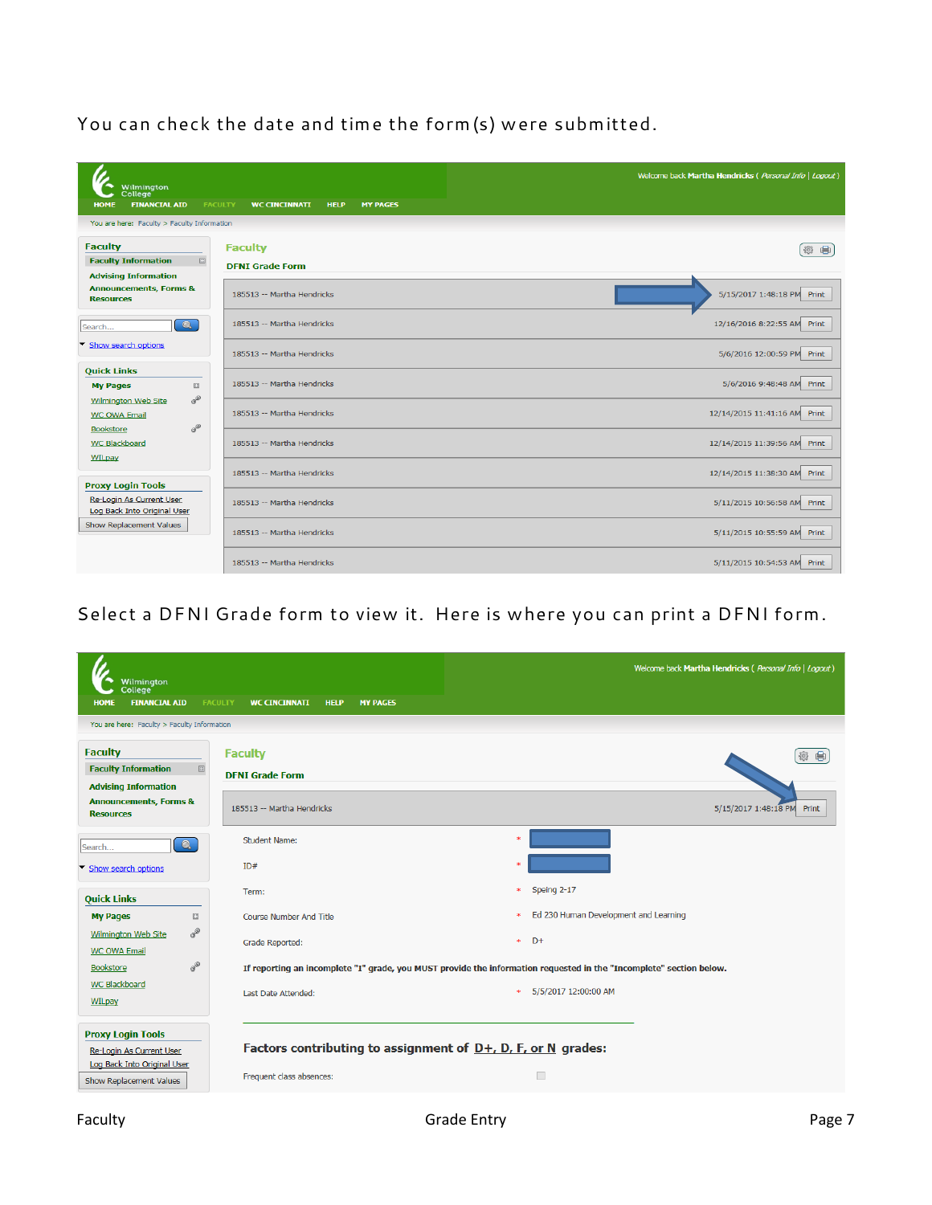You can check the date and time the form(s) were submitted.

Welcome back Martha Hendricks ( Personal Info | Logout )

HOME FINANCIAL AID FACULTY WC CINCINNATI HELP MY PAGES

You are here: Faculty > Faculty Information

**Faculty**

**DFNI Grade Form**

| | | |
|---|---|---|
| 185513 -- Martha Hendricks | 5/15/2017 1:48:18 PM | Print |
| 185513 -- Martha Hendricks | 12/16/2016 8:22:55 AM | Print |
| 185513 -- Martha Hendricks | 5/6/2016 12:00:59 PM | Print |
| 185513 -- Martha Hendricks | 5/6/2016 9:48:48 AM | Print |
| 185513 -- Martha Hendricks | 12/14/2015 11:41:16 AM | Print |
| 185513 -- Martha Hendricks | 12/14/2015 11:39:56 AM | Print |
| 185513 -- Martha Hendricks | 12/14/2015 11:38:30 AM | Print |
| 185513 -- Martha Hendricks | 5/11/2015 10:56:58 AM | Print |
| 185513 -- Martha Hendricks | 5/11/2015 10:55:59 AM | Print |
| 185513 -- Martha Hendricks | 5/11/2015 10:54:53 AM | Print |

Select a DFNI Grade form to view it. Here is where you can print a DFNI form.

**Faculty**

**DFNI Grade Form**

185513 -- Martha Hendricks 5/15/2017 1:48:18 PM Print

| | | |
|---|---|---|
| Student Name: | * | |
| ID# | * | |
| Term: | * | Speing 2-17 |
| Course Number And Title | * | Ed 230 Human Development and Learning |
| Grade Reported: | * | D+ |

**If reporting an incomplete "I" grade, you MUST provide the information requested in the "Incomplete" section below.**

Last Date Attended: * 5/5/2017 12:00:00 AM

**Factors contributing to assignment of D+, D, F, or N grades:**

Frequent class absences: